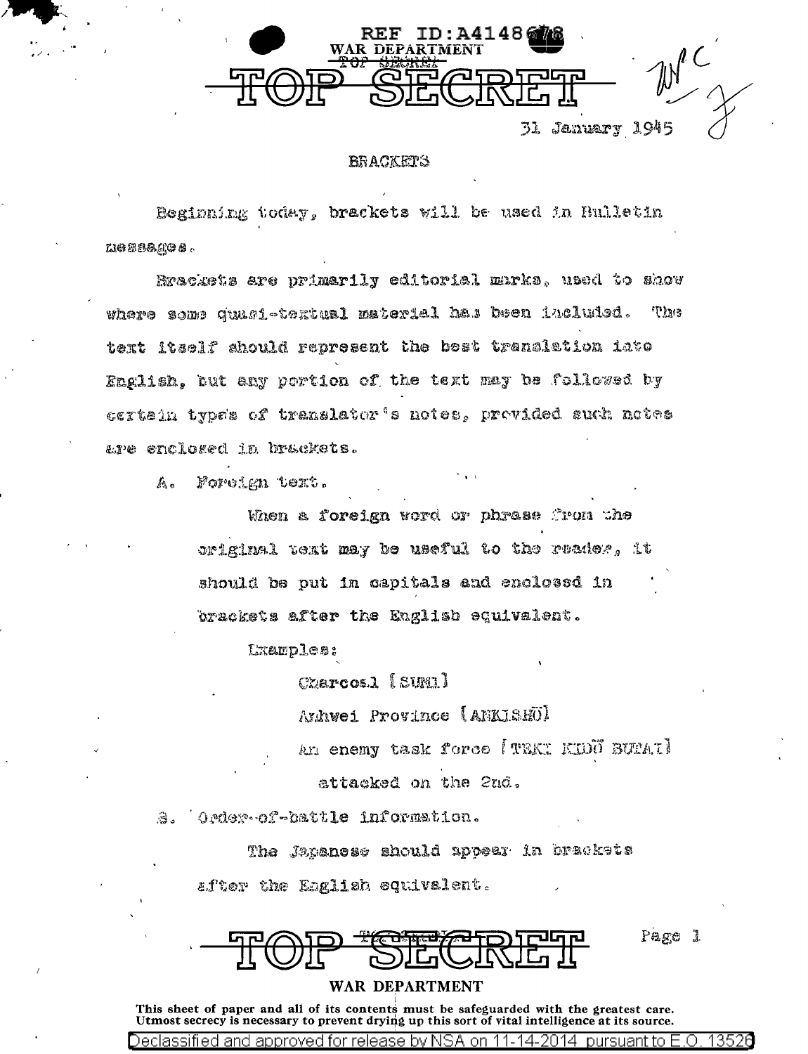31 January 1945

## BRACKETS

Beginning today, brackets will be used in Bulletin messages.

Brackets are primarily editorial marks, used to show where some quasi-textual material has been included. The text itself should represent the best translation into English, but any portion of the text may be followed by certain types of translator's notes, provided such notes are enclosed in brackets.

A. Foreign text.

When a foreign word or phrase from the original text may be useful to the reader, it should be put in capitals and enclosed in brackets after the English equivalent.

Examples:

Charcoal [SUMI]

Anhwei Province [ANKISHŌ]

An enemy task force [TEKI KIDŌ BUTAI] attacked on the 2nd.

B. Order-of-battle information.

The Japanese should appear in brackets after the English equivalent.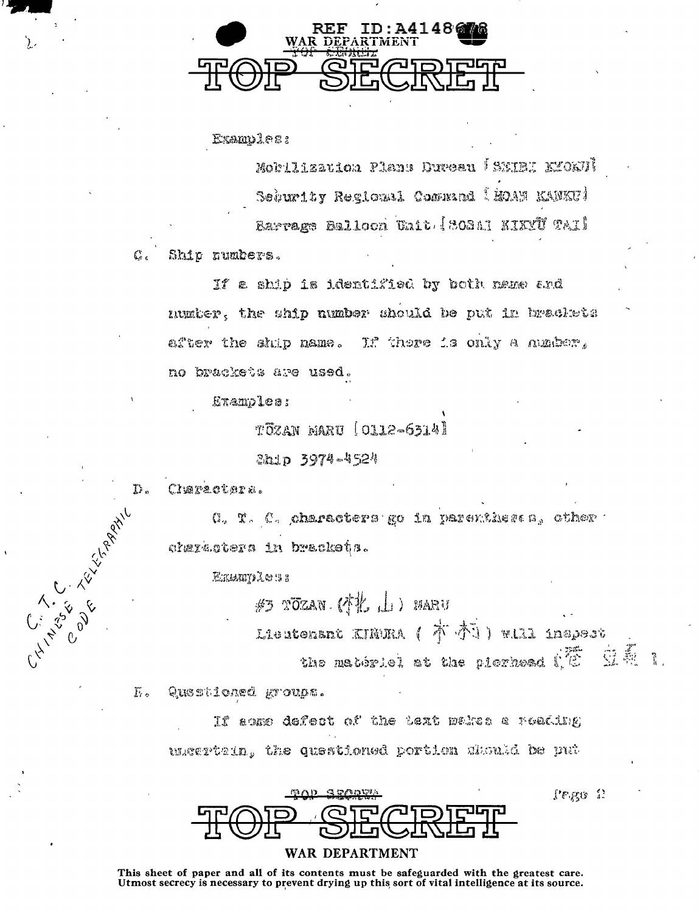Examples:

Mobilization Plans Bureau [SEIBI KYOKU]

Security Regional Command [HOAN KANKU]

Barrage Balloon Unit [BOSAI KIKYU TAI]

C. Ship numbers.

If a ship is identified by both name and number, the ship number should be put in brackets after the ship name. If there is only a number, no brackets are used.

Examples:

TŌZAN MARU [0112-6314]

Ship 3974-4524

D. Characters.

C. T. C. characters go in parentheses, other characters in brackets.

C. T. C. = CHINESE TELEGRAPHIC CODE

Examples:

#3 TŌZAN (桃山) MARU

Lieutenant KIMURA (木村) will inspect the matériel at the pierhead [桟　頭].

E. Questioned groups.

If some defect of the text makes a reading uncertain, the questioned portion should be put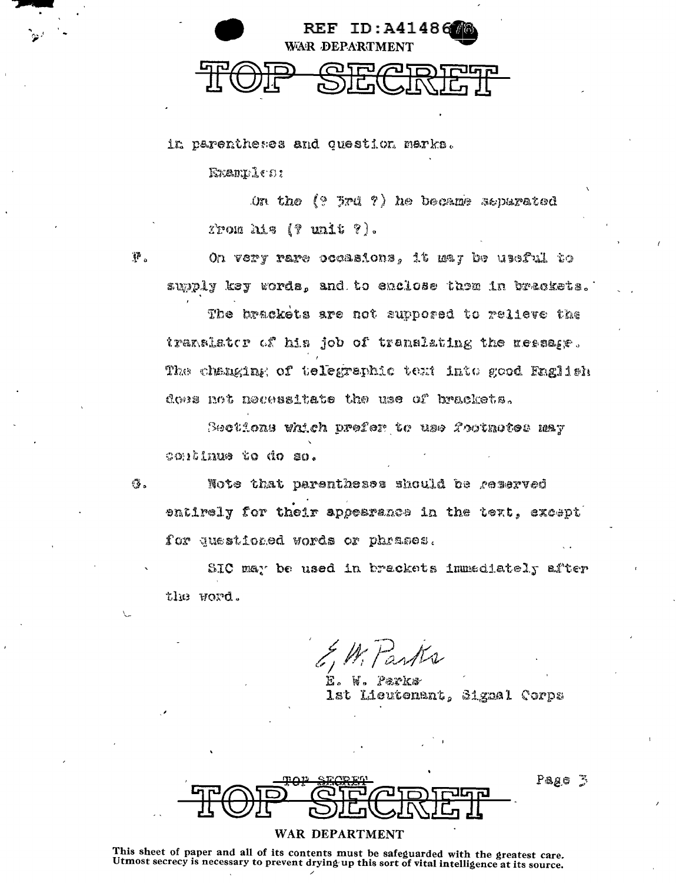in parentheses and question marks.

Examples:

On the (? 3rd ?) he became separated from his (? unit ?).

F. On very rare occasions, it may be useful to supply key words, and to enclose them in brackets.

The brackets are not supposed to relieve the translator of his job of translating the message. The changing of telegraphic text into good English does not necessitate the use of brackets.

Sections which prefer to use footnotes may continue to do so.

G. Note that parentheses should be reserved entirely for their appearance in the text, except for questioned words or phrases.

SIC may be used in brackets immediately after the word.

E. W. Parks
E. W. Parks
1st Lieutenant, Signal Corps

This sheet of paper and all of its contents must be safeguarded with the greatest care. Utmost secrecy is necessary to prevent drying up this sort of vital intelligence at its source.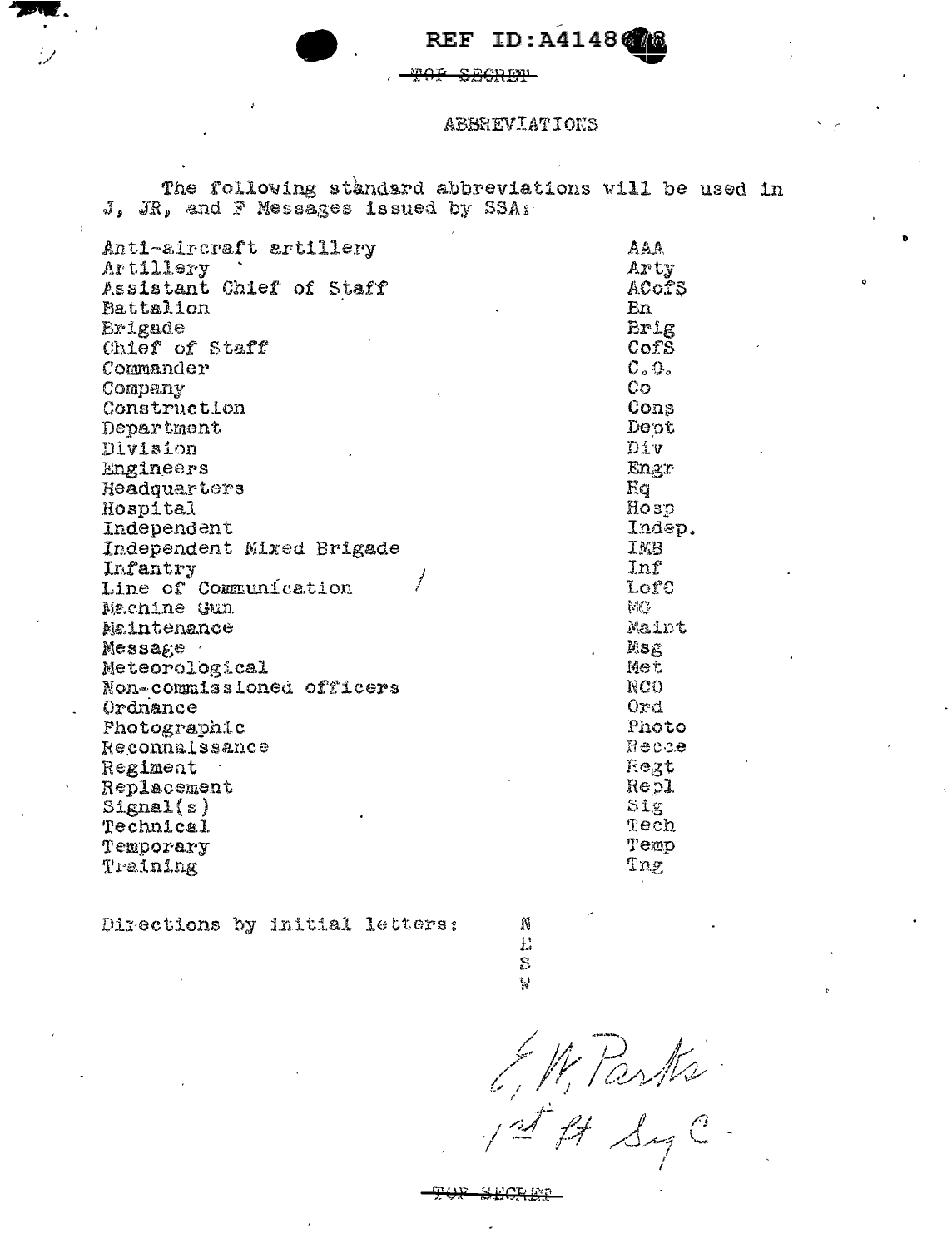REF ID:A414868

TOP SECRET

## ABBREVIATIONS

The following standard abbreviations will be used in J, JR, and F Messages issued by SSA:

| | |
|---|---|
| Anti-aircraft artillery | AAA |
| Artillery | Arty |
| Assistant Chief of Staff | ACofS |
| Battalion | Bn |
| Brigade | Brig |
| Chief of Staff | CofS |
| Commander | C.O. |
| Company | Co |
| Construction | Cons |
| Department | Dept |
| Division | Div |
| Engineers | Engr |
| Headquarters | Hq |
| Hospital | Hosp |
| Independent | Indep. |
| Independent Mixed Brigade | IMB |
| Infantry | Inf |
| Line of Communication | LofC |
| Machine Gun | MG |
| Maintenance | Maint |
| Message | Msg |
| Meteorological | Met |
| Non-commissioned officers | NCO |
| Ordnance | Ord |
| Photographic | Photo |
| Reconnaissance | Recce |
| Regiment | Regt |
| Replacement | Repl |
| Signal(s) | Sig |
| Technical | Tech |
| Temporary | Temp |
| Training | Tng |

Directions by initial letters:

N
E
S
W

E. W. Parks
1st Lt Sig C

TOP SECRET